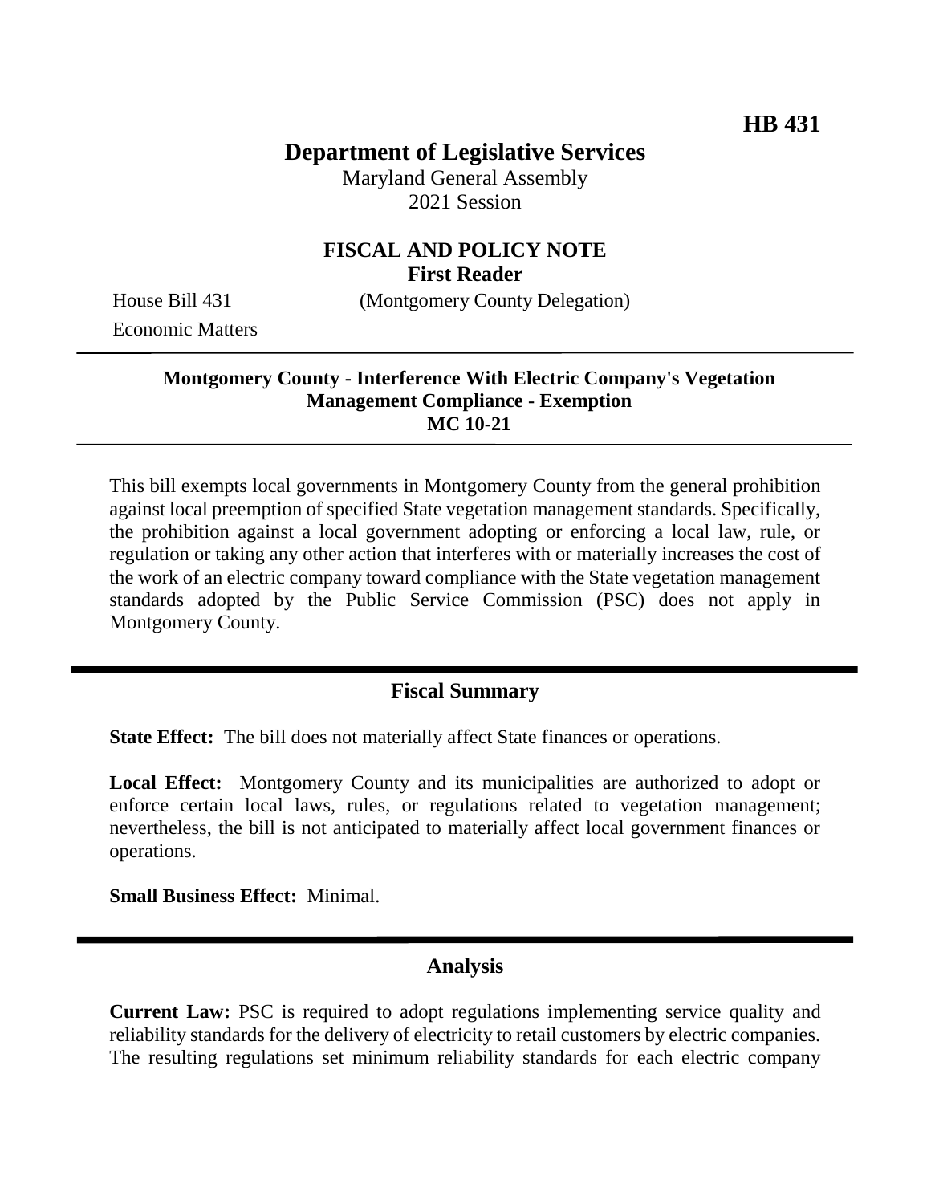**HB 431**

# Department of Legislative Services

Maryland General Assembly
2021 Session

## FISCAL AND POLICY NOTE
**First Reader**

House Bill 431 (Montgomery County Delegation)
Economic Matters

---

**Montgomery County - Interference With Electric Company's Vegetation Management Compliance - Exemption**
**MC 10-21**

---

This bill exempts local governments in Montgomery County from the general prohibition against local preemption of specified State vegetation management standards. Specifically, the prohibition against a local government adopting or enforcing a local law, rule, or regulation or taking any other action that interferes with or materially increases the cost of the work of an electric company toward compliance with the State vegetation management standards adopted by the Public Service Commission (PSC) does not apply in Montgomery County.

---

## Fiscal Summary

**State Effect:** The bill does not materially affect State finances or operations.

**Local Effect:** Montgomery County and its municipalities are authorized to adopt or enforce certain local laws, rules, or regulations related to vegetation management; nevertheless, the bill is not anticipated to materially affect local government finances or operations.

**Small Business Effect:** Minimal.

---

## Analysis

**Current Law:** PSC is required to adopt regulations implementing service quality and reliability standards for the delivery of electricity to retail customers by electric companies. The resulting regulations set minimum reliability standards for each electric company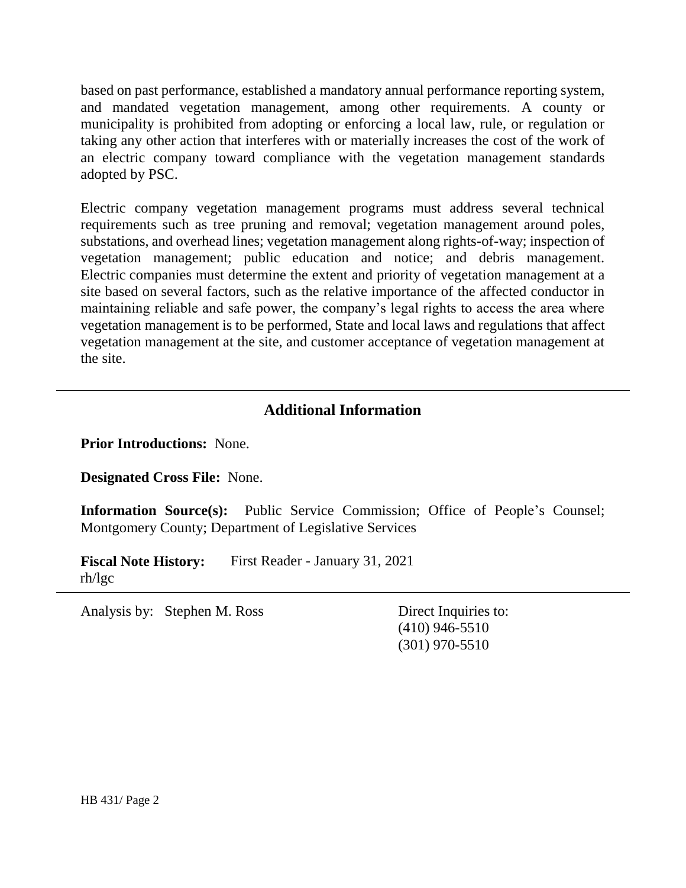based on past performance, established a mandatory annual performance reporting system, and mandated vegetation management, among other requirements. A county or municipality is prohibited from adopting or enforcing a local law, rule, or regulation or taking any other action that interferes with or materially increases the cost of the work of an electric company toward compliance with the vegetation management standards adopted by PSC.

Electric company vegetation management programs must address several technical requirements such as tree pruning and removal; vegetation management around poles, substations, and overhead lines; vegetation management along rights-of-way; inspection of vegetation management; public education and notice; and debris management. Electric companies must determine the extent and priority of vegetation management at a site based on several factors, such as the relative importance of the affected conductor in maintaining reliable and safe power, the company's legal rights to access the area where vegetation management is to be performed, State and local laws and regulations that affect vegetation management at the site, and customer acceptance of vegetation management at the site.

---

## Additional Information

**Prior Introductions:** None.

**Designated Cross File:** None.

**Information Source(s):** Public Service Commission; Office of People's Counsel; Montgomery County; Department of Legislative Services

**Fiscal Note History:** First Reader - January 31, 2021
rh/lgc

---

Analysis by: Stephen M. Ross

Direct Inquiries to:
(410) 946-5510
(301) 970-5510